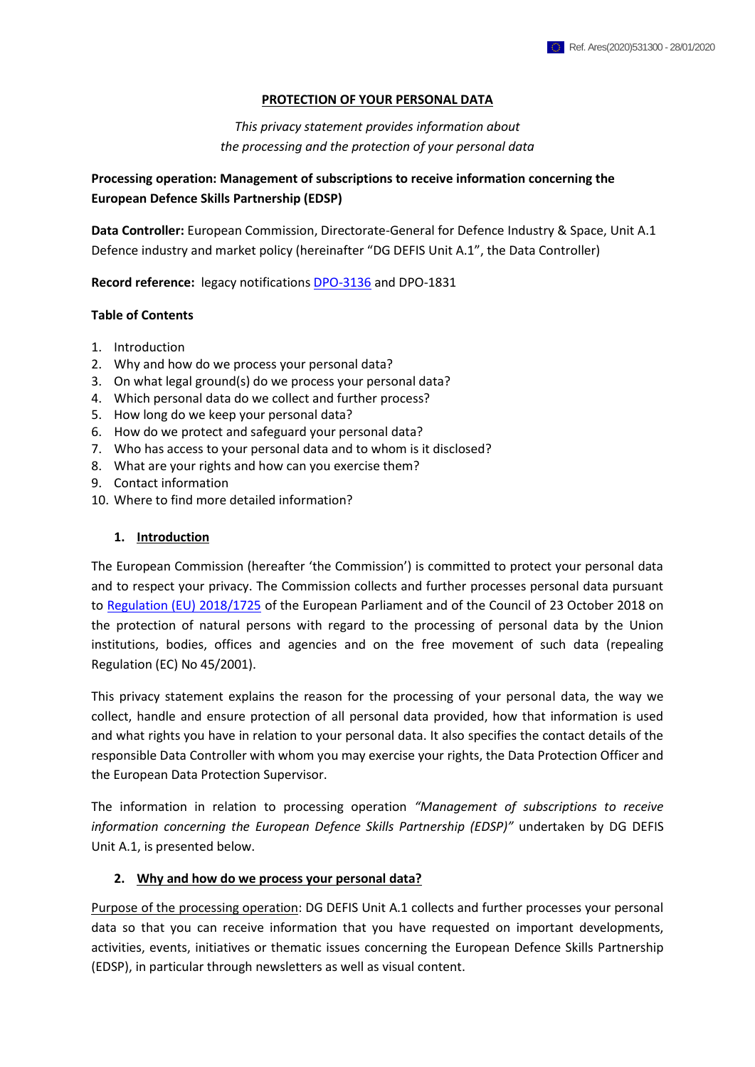Ref. Ares(2020)531300 - 28/01/2020

# PROTECTION OF YOUR PERSONAL DATA

*This privacy statement provides information about the processing and the protection of your personal data*

**Processing operation: Management of subscriptions to receive information concerning the European Defence Skills Partnership (EDSP)**

**Data Controller:** European Commission, Directorate-General for Defence Industry & Space, Unit A.1 Defence industry and market policy (hereinafter "DG DEFIS Unit A.1", the Data Controller)

**Record reference:** legacy notifications DPO-3136 and DPO-1831

**Table of Contents**

1. Introduction
2. Why and how do we process your personal data?
3. On what legal ground(s) do we process your personal data?
4. Which personal data do we collect and further process?
5. How long do we keep your personal data?
6. How do we protect and safeguard your personal data?
7. Who has access to your personal data and to whom is it disclosed?
8. What are your rights and how can you exercise them?
9. Contact information
10. Where to find more detailed information?

## 1. Introduction

The European Commission (hereafter 'the Commission') is committed to protect your personal data and to respect your privacy. The Commission collects and further processes personal data pursuant to Regulation (EU) 2018/1725 of the European Parliament and of the Council of 23 October 2018 on the protection of natural persons with regard to the processing of personal data by the Union institutions, bodies, offices and agencies and on the free movement of such data (repealing Regulation (EC) No 45/2001).

This privacy statement explains the reason for the processing of your personal data, the way we collect, handle and ensure protection of all personal data provided, how that information is used and what rights you have in relation to your personal data. It also specifies the contact details of the responsible Data Controller with whom you may exercise your rights, the Data Protection Officer and the European Data Protection Supervisor.

The information in relation to processing operation *"Management of subscriptions to receive information concerning the European Defence Skills Partnership (EDSP)"* undertaken by DG DEFIS Unit A.1, is presented below.

## 2. Why and how do we process your personal data?

Purpose of the processing operation: DG DEFIS Unit A.1 collects and further processes your personal data so that you can receive information that you have requested on important developments, activities, events, initiatives or thematic issues concerning the European Defence Skills Partnership (EDSP), in particular through newsletters as well as visual content.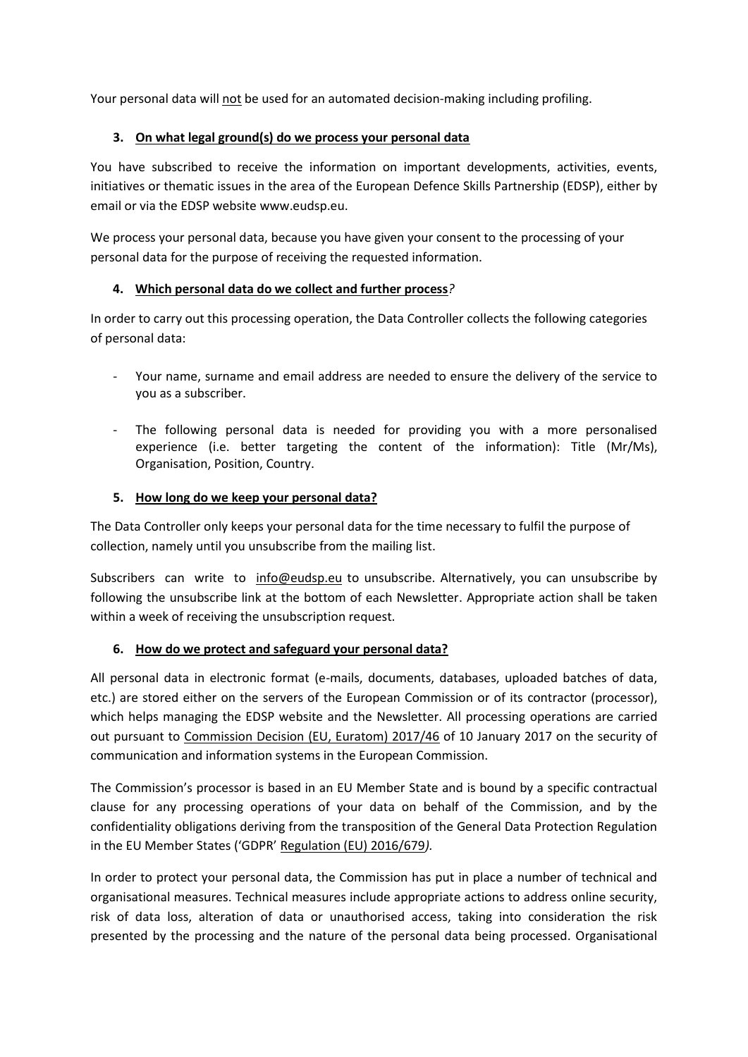Your personal data will not be used for an automated decision-making including profiling.

### 3. On what legal ground(s) do we process your personal data

You have subscribed to receive the information on important developments, activities, events, initiatives or thematic issues in the area of the European Defence Skills Partnership (EDSP), either by email or via the EDSP website www.eudsp.eu.

We process your personal data, because you have given your consent to the processing of your personal data for the purpose of receiving the requested information.

### 4. Which personal data do we collect and further process?

In order to carry out this processing operation, the Data Controller collects the following categories of personal data:

- Your name, surname and email address are needed to ensure the delivery of the service to you as a subscriber.
- The following personal data is needed for providing you with a more personalised experience (i.e. better targeting the content of the information): Title (Mr/Ms), Organisation, Position, Country.

### 5. How long do we keep your personal data?

The Data Controller only keeps your personal data for the time necessary to fulfil the purpose of collection, namely until you unsubscribe from the mailing list.

Subscribers can write to info@eudsp.eu to unsubscribe. Alternatively, you can unsubscribe by following the unsubscribe link at the bottom of each Newsletter. Appropriate action shall be taken within a week of receiving the unsubscription request.

### 6. How do we protect and safeguard your personal data?

All personal data in electronic format (e-mails, documents, databases, uploaded batches of data, etc.) are stored either on the servers of the European Commission or of its contractor (processor), which helps managing the EDSP website and the Newsletter. All processing operations are carried out pursuant to Commission Decision (EU, Euratom) 2017/46 of 10 January 2017 on the security of communication and information systems in the European Commission.

The Commission's processor is based in an EU Member State and is bound by a specific contractual clause for any processing operations of your data on behalf of the Commission, and by the confidentiality obligations deriving from the transposition of the General Data Protection Regulation in the EU Member States ('GDPR' Regulation (EU) 2016/679*).*

In order to protect your personal data, the Commission has put in place a number of technical and organisational measures. Technical measures include appropriate actions to address online security, risk of data loss, alteration of data or unauthorised access, taking into consideration the risk presented by the processing and the nature of the personal data being processed. Organisational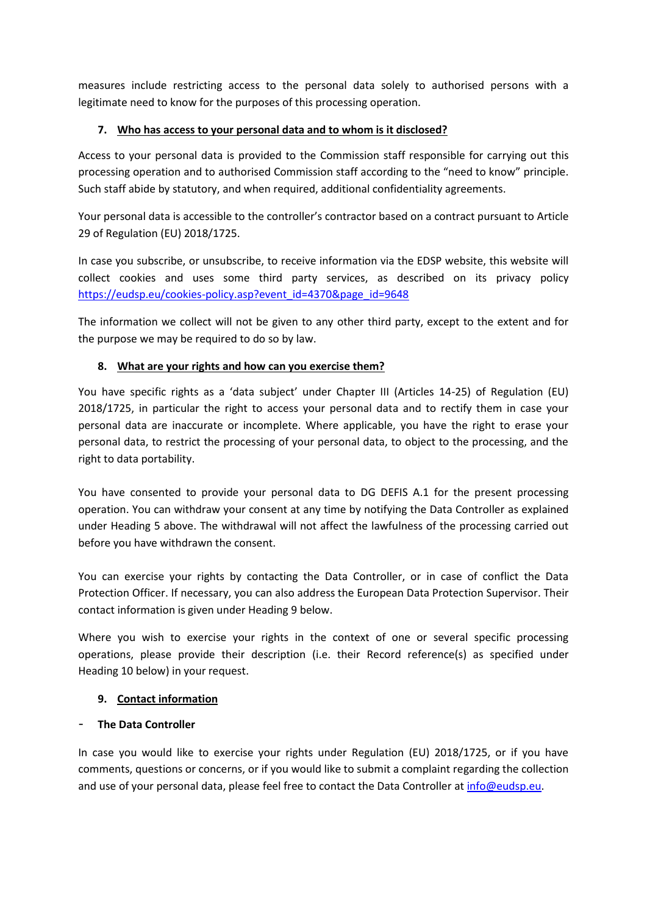measures include restricting access to the personal data solely to authorised persons with a legitimate need to know for the purposes of this processing operation.

## 7. Who has access to your personal data and to whom is it disclosed?

Access to your personal data is provided to the Commission staff responsible for carrying out this processing operation and to authorised Commission staff according to the "need to know" principle. Such staff abide by statutory, and when required, additional confidentiality agreements.

Your personal data is accessible to the controller's contractor based on a contract pursuant to Article 29 of Regulation (EU) 2018/1725.

In case you subscribe, or unsubscribe, to receive information via the EDSP website, this website will collect cookies and uses some third party services, as described on its privacy policy [https://eudsp.eu/cookies-policy.asp?event_id=4370&page_id=9648](https://eudsp.eu/cookies-policy.asp?event_id=4370&page_id=9648)

The information we collect will not be given to any other third party, except to the extent and for the purpose we may be required to do so by law.

## 8. What are your rights and how can you exercise them?

You have specific rights as a 'data subject' under Chapter III (Articles 14-25) of Regulation (EU) 2018/1725, in particular the right to access your personal data and to rectify them in case your personal data are inaccurate or incomplete. Where applicable, you have the right to erase your personal data, to restrict the processing of your personal data, to object to the processing, and the right to data portability.

You have consented to provide your personal data to DG DEFIS A.1 for the present processing operation. You can withdraw your consent at any time by notifying the Data Controller as explained under Heading 5 above. The withdrawal will not affect the lawfulness of the processing carried out before you have withdrawn the consent.

You can exercise your rights by contacting the Data Controller, or in case of conflict the Data Protection Officer. If necessary, you can also address the European Data Protection Supervisor. Their contact information is given under Heading 9 below.

Where you wish to exercise your rights in the context of one or several specific processing operations, please provide their description (i.e. their Record reference(s) as specified under Heading 10 below) in your request.

## 9. Contact information

- **The Data Controller**

In case you would like to exercise your rights under Regulation (EU) 2018/1725, or if you have comments, questions or concerns, or if you would like to submit a complaint regarding the collection and use of your personal data, please feel free to contact the Data Controller at [info@eudsp.eu](mailto:info@eudsp.eu).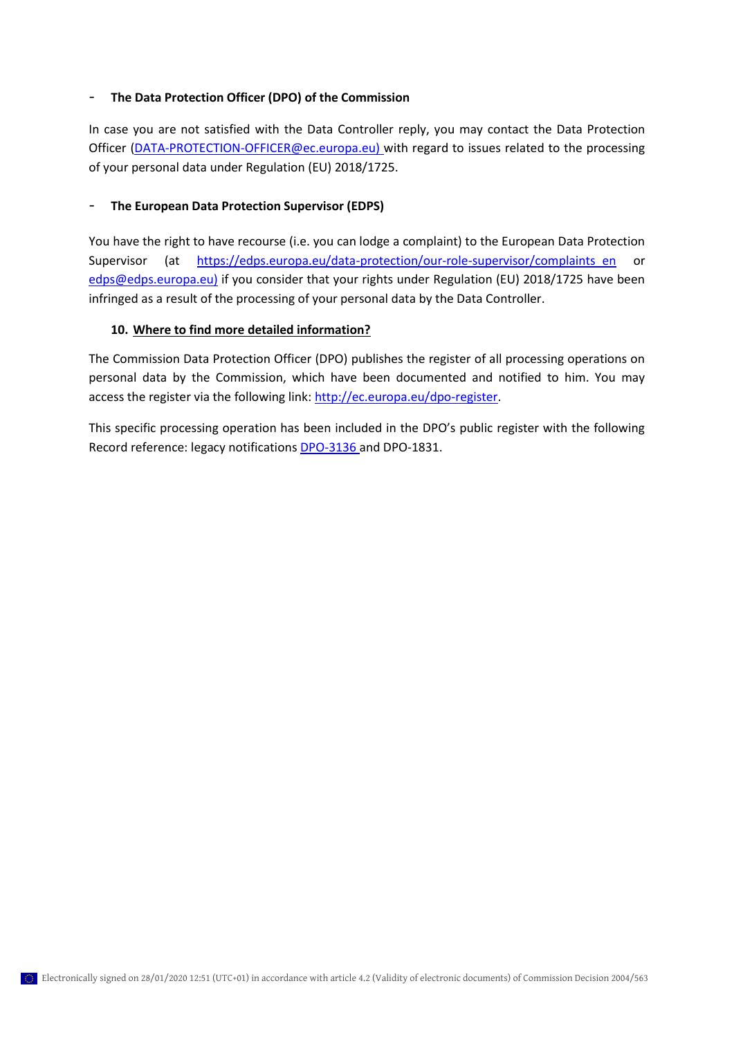- **The Data Protection Officer (DPO) of the Commission**

In case you are not satisfied with the Data Controller reply, you may contact the Data Protection Officer (DATA-PROTECTION-OFFICER@ec.europa.eu) with regard to issues related to the processing of your personal data under Regulation (EU) 2018/1725.

- **The European Data Protection Supervisor (EDPS)**

You have the right to have recourse (i.e. you can lodge a complaint) to the European Data Protection Supervisor (at https://edps.europa.eu/data-protection/our-role-supervisor/complaints_en or edps@edps.europa.eu) if you consider that your rights under Regulation (EU) 2018/1725 have been infringed as a result of the processing of your personal data by the Data Controller.

## 10. Where to find more detailed information?

The Commission Data Protection Officer (DPO) publishes the register of all processing operations on personal data by the Commission, which have been documented and notified to him. You may access the register via the following link: http://ec.europa.eu/dpo-register.

This specific processing operation has been included in the DPO's public register with the following Record reference: legacy notifications DPO-3136 and DPO-1831.

Electronically signed on 28/01/2020 12:51 (UTC+01) in accordance with article 4.2 (Validity of electronic documents) of Commission Decision 2004/563